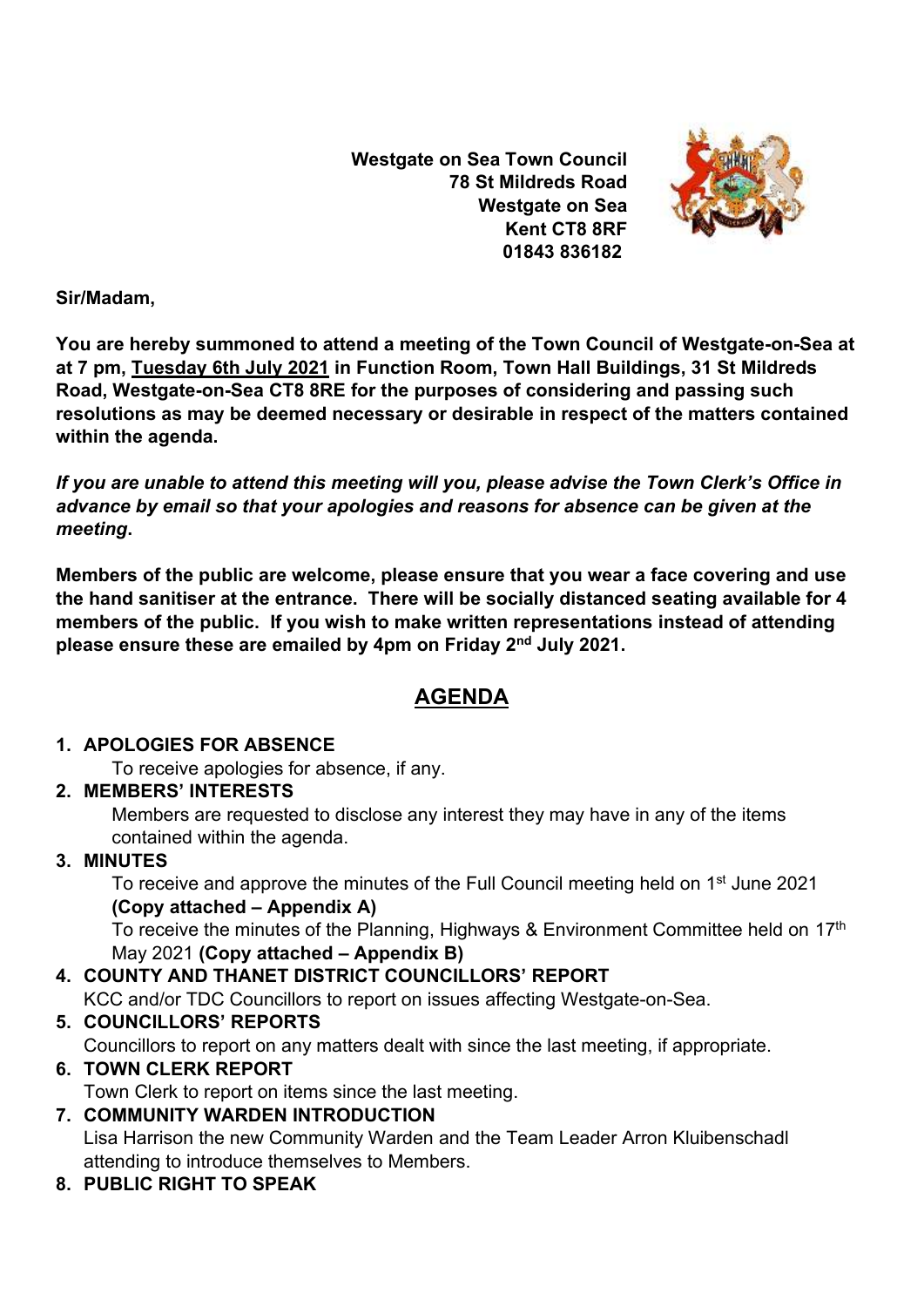**Westgate on Sea Town Council**
**78 St Mildreds Road**
**Westgate on Sea**
**Kent CT8 8RF**
**01843 836182**

**Sir/Madam,**

**You are hereby summoned to attend a meeting of the Town Council of Westgate-on-Sea at at 7 pm, Tuesday 6th July 2021 in Function Room, Town Hall Buildings, 31 St Mildreds Road, Westgate-on-Sea CT8 8RE for the purposes of considering and passing such resolutions as may be deemed necessary or desirable in respect of the matters contained within the agenda.**

***If you are unable to attend this meeting will you, please advise the Town Clerk's Office in advance by email so that your apologies and reasons for absence can be given at the meeting.***

**Members of the public are welcome, please ensure that you wear a face covering and use the hand sanitiser at the entrance. There will be socially distanced seating available for 4 members of the public. If you wish to make written representations instead of attending please ensure these are emailed by 4pm on Friday 2nd July 2021.**

## AGENDA

1. **APOLOGIES FOR ABSENCE**
   To receive apologies for absence, if any.
2. **MEMBERS' INTERESTS**
   Members are requested to disclose any interest they may have in any of the items contained within the agenda.
3. **MINUTES**
   To receive and approve the minutes of the Full Council meeting held on 1st June 2021 **(Copy attached – Appendix A)**
   To receive the minutes of the Planning, Highways & Environment Committee held on 17th May 2021 **(Copy attached – Appendix B)**
4. **COUNTY AND THANET DISTRICT COUNCILLORS' REPORT**
   KCC and/or TDC Councillors to report on issues affecting Westgate-on-Sea.
5. **COUNCILLORS' REPORTS**
   Councillors to report on any matters dealt with since the last meeting, if appropriate.
6. **TOWN CLERK REPORT**
   Town Clerk to report on items since the last meeting.
7. **COMMUNITY WARDEN INTRODUCTION**
   Lisa Harrison the new Community Warden and the Team Leader Arron Kluibenschadl attending to introduce themselves to Members.
8. **PUBLIC RIGHT TO SPEAK**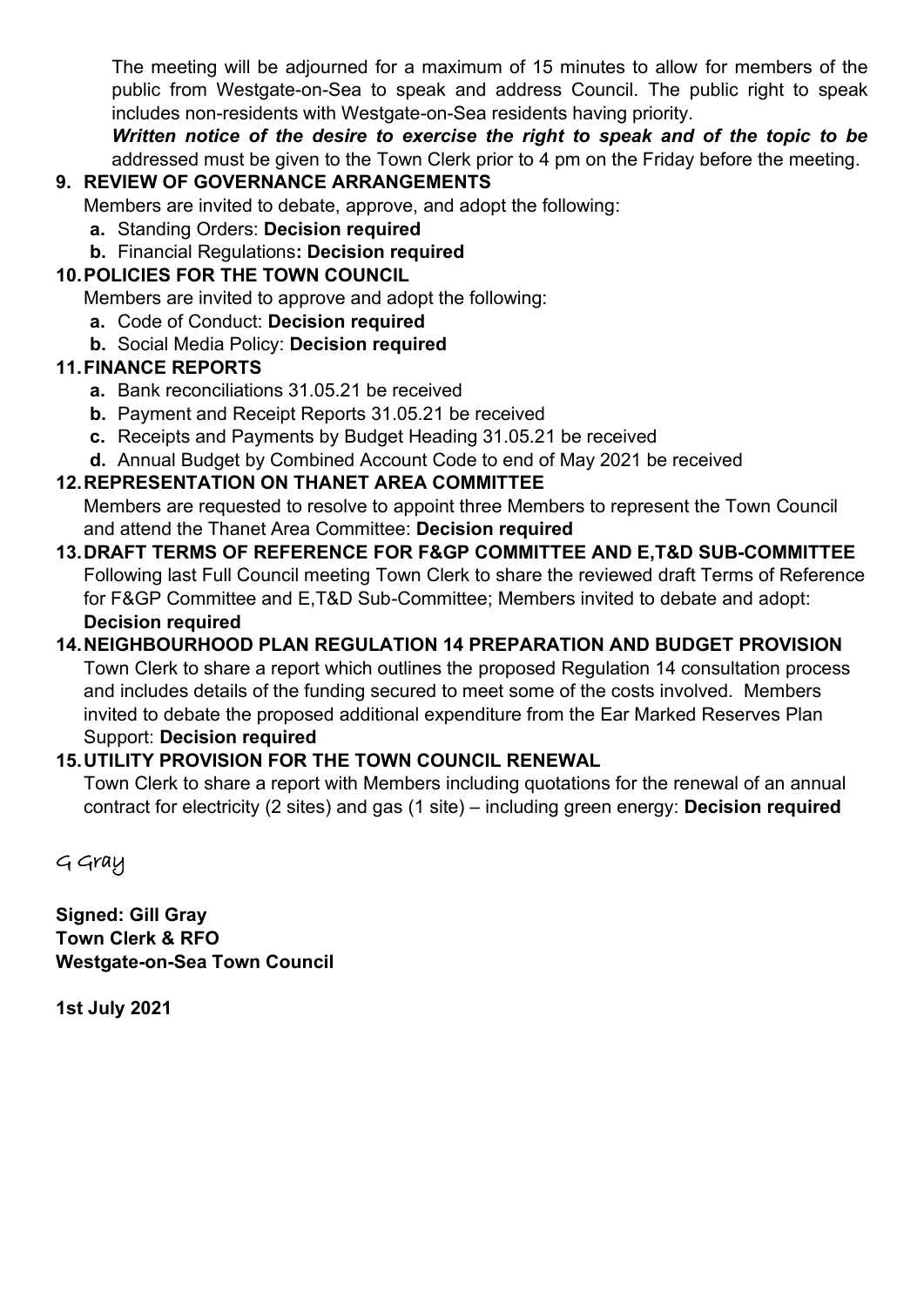The meeting will be adjourned for a maximum of 15 minutes to allow for members of the public from Westgate-on-Sea to speak and address Council. The public right to speak includes non-residents with Westgate-on-Sea residents having priority.

***Written notice of the desire to exercise the right to speak and of the topic to be*** addressed must be given to the Town Clerk prior to 4 pm on the Friday before the meeting.

**9. REVIEW OF GOVERNANCE ARRANGEMENTS**

Members are invited to debate, approve, and adopt the following:

- **a.** Standing Orders: **Decision required**
- **b.** Financial Regulations**: Decision required**

**10. POLICIES FOR THE TOWN COUNCIL**

Members are invited to approve and adopt the following:

- **a.** Code of Conduct: **Decision required**
- **b.** Social Media Policy: **Decision required**

**11. FINANCE REPORTS**

- **a.** Bank reconciliations 31.05.21 be received
- **b.** Payment and Receipt Reports 31.05.21 be received
- **c.** Receipts and Payments by Budget Heading 31.05.21 be received
- **d.** Annual Budget by Combined Account Code to end of May 2021 be received

**12. REPRESENTATION ON THANET AREA COMMITTEE**

Members are requested to resolve to appoint three Members to represent the Town Council and attend the Thanet Area Committee: **Decision required**

**13. DRAFT TERMS OF REFERENCE FOR F&GP COMMITTEE AND E,T&D SUB-COMMITTEE**

Following last Full Council meeting Town Clerk to share the reviewed draft Terms of Reference for F&GP Committee and E,T&D Sub-Committee; Members invited to debate and adopt: **Decision required**

**14. NEIGHBOURHOOD PLAN REGULATION 14 PREPARATION AND BUDGET PROVISION**

Town Clerk to share a report which outlines the proposed Regulation 14 consultation process and includes details of the funding secured to meet some of the costs involved. Members invited to debate the proposed additional expenditure from the Ear Marked Reserves Plan Support: **Decision required**

**15. UTILITY PROVISION FOR THE TOWN COUNCIL RENEWAL**

Town Clerk to share a report with Members including quotations for the renewal of an annual contract for electricity (2 sites) and gas (1 site) – including green energy: **Decision required**

G Gray

**Signed: Gill Gray**
**Town Clerk & RFO**
**Westgate-on-Sea Town Council**

**1st July 2021**